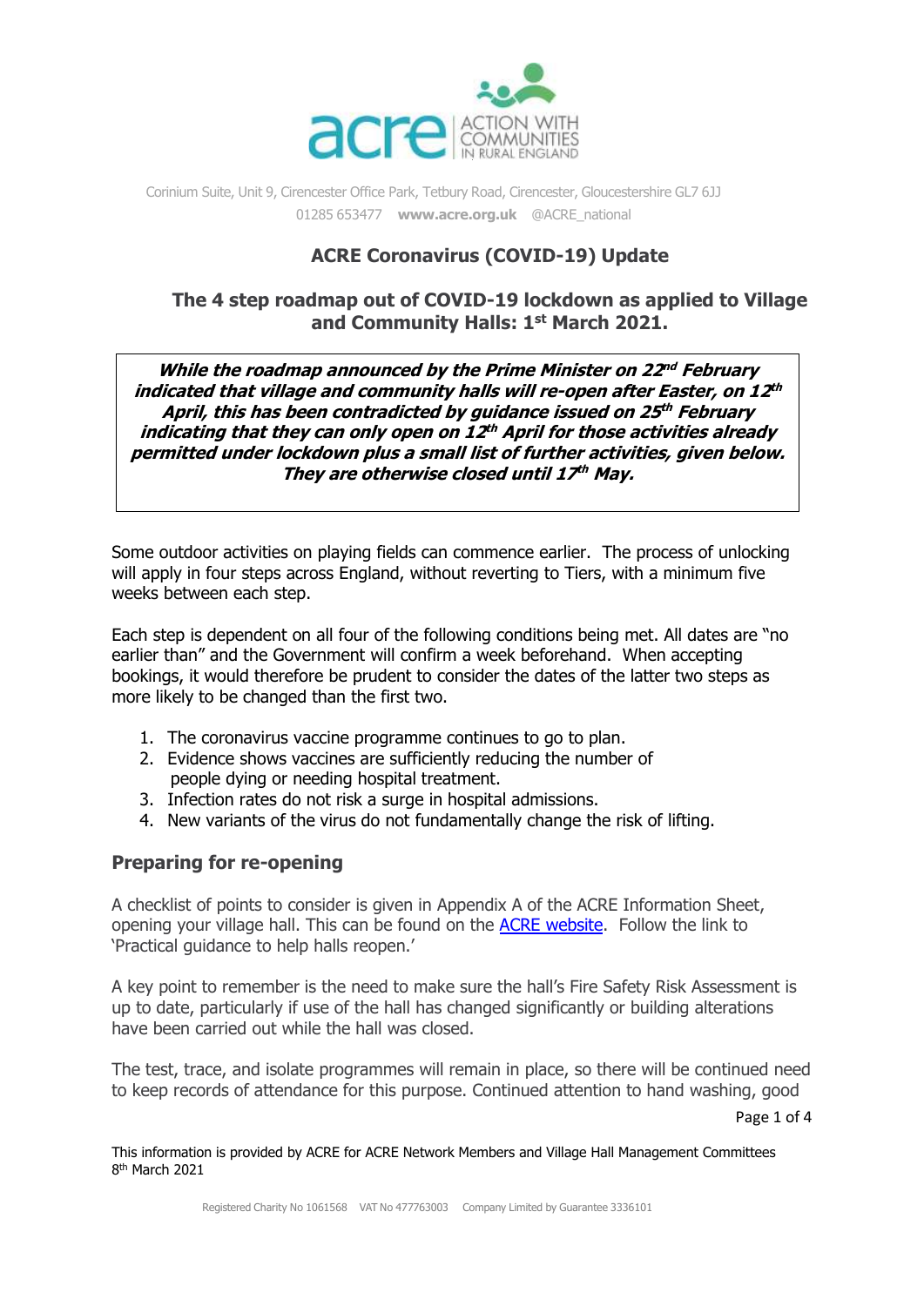Corinium Suite, Unit 9, Cirencester Office Park, Tetbury Road, Cirencester, Gloucestershire GL7 6JJ
01285 653477 **www.acre.org.uk** @ACRE_national

## ACRE Coronavirus (COVID-19) Update

## The 4 step roadmap out of COVID-19 lockdown as applied to Village and Community Halls: 1st March 2021.

***While the roadmap announced by the Prime Minister on 22nd February indicated that village and community halls will re-open after Easter, on 12th April, this has been contradicted by guidance issued on 25th February indicating that they can only open on 12th April for those activities already permitted under lockdown plus a small list of further activities, given below. They are otherwise closed until 17th May.***

Some outdoor activities on playing fields can commence earlier. The process of unlocking will apply in four steps across England, without reverting to Tiers, with a minimum five weeks between each step.

Each step is dependent on all four of the following conditions being met. All dates are "no earlier than" and the Government will confirm a week beforehand. When accepting bookings, it would therefore be prudent to consider the dates of the latter two steps as more likely to be changed than the first two.

1. The coronavirus vaccine programme continues to go to plan.
2. Evidence shows vaccines are sufficiently reducing the number of people dying or needing hospital treatment.
3. Infection rates do not risk a surge in hospital admissions.
4. New variants of the virus do not fundamentally change the risk of lifting.

### Preparing for re-opening

A checklist of points to consider is given in Appendix A of the ACRE Information Sheet, opening your village hall. This can be found on the ACRE website. Follow the link to 'Practical guidance to help halls reopen.'

A key point to remember is the need to make sure the hall's Fire Safety Risk Assessment is up to date, particularly if use of the hall has changed significantly or building alterations have been carried out while the hall was closed.

The test, trace, and isolate programmes will remain in place, so there will be continued need to keep records of attendance for this purpose. Continued attention to hand washing, good

This information is provided by ACRE for ACRE Network Members and Village Hall Management Committees
8th March 2021

Registered Charity No 1061568 VAT No 477763003 Company Limited by Guarantee 3336101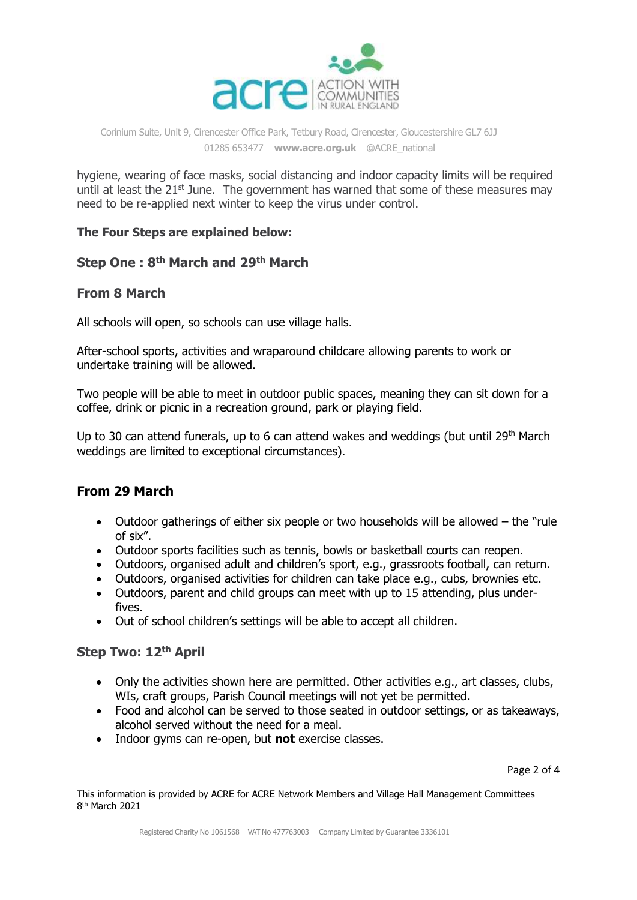hygiene, wearing of face masks, social distancing and indoor capacity limits will be required until at least the 21st June. The government has warned that some of these measures may need to be re-applied next winter to keep the virus under control.

**The Four Steps are explained below:**

## Step One : 8th and 29th March

### From 8 March

All schools will open, so schools can use village halls.

After-school sports, activities and wraparound childcare allowing parents to work or undertake training will be allowed.

Two people will be able to meet in outdoor public spaces, meaning they can sit down for a coffee, drink or picnic in a recreation ground, park or playing field.

Up to 30 can attend funerals, up to 6 can attend wakes and weddings (but until 29th March weddings are limited to exceptional circumstances).

### From 29 March

- Outdoor gatherings of either six people or two households will be allowed – the "rule of six".
- Outdoor sports facilities such as tennis, bowls or basketball courts can reopen.
- Outdoors, organised adult and children's sport, e.g., grassroots football, can return.
- Outdoors, organised activities for children can take place e.g., cubs, brownies etc.
- Outdoors, parent and child groups can meet with up to 15 attending, plus under-fives.
- Out of school children's settings will be able to accept all children.

## Step Two: 12th April

- Only the activities shown here are permitted. Other activities e.g., art classes, clubs, WIs, craft groups, Parish Council meetings will not yet be permitted.
- Food and alcohol can be served to those seated in outdoor settings, or as takeaways, alcohol served without the need for a meal.
- Indoor gyms can re-open, but **not** exercise classes.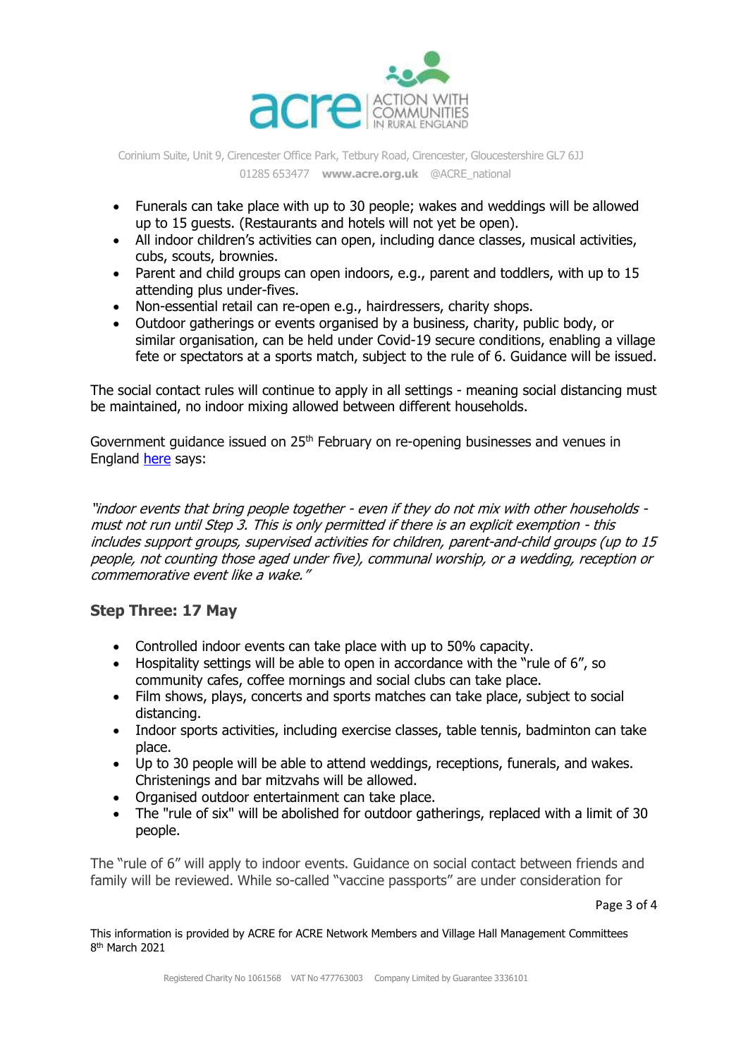- Funerals can take place with up to 30 people; wakes and weddings will be allowed up to 15 guests. (Restaurants and hotels will not yet be open).
- All indoor children's activities can open, including dance classes, musical activities, cubs, scouts, brownies.
- Parent and child groups can open indoors, e.g., parent and toddlers, with up to 15 attending plus under-fives.
- Non-essential retail can re-open e.g., hairdressers, charity shops.
- Outdoor gatherings or events organised by a business, charity, public body, or similar organisation, can be held under Covid-19 secure conditions, enabling a village fete or spectators at a sports match, subject to the rule of 6. Guidance will be issued.

The social contact rules will continue to apply in all settings - meaning social distancing must be maintained, no indoor mixing allowed between different households.

Government guidance issued on 25th February on re-opening businesses and venues in England [here](#) says:

*"indoor events that bring people together - even if they do not mix with other households - must not run until Step 3. This is only permitted if there is an explicit exemption - this includes support groups, supervised activities for children, parent-and-child groups (up to 15 people, not counting those aged under five), communal worship, or a wedding, reception or commemorative event like a wake."*

### Step Three: 17 May

- Controlled indoor events can take place with up to 50% capacity.
- Hospitality settings will be able to open in accordance with the "rule of 6", so community cafes, coffee mornings and social clubs can take place.
- Film shows, plays, concerts and sports matches can take place, subject to social distancing.
- Indoor sports activities, including exercise classes, table tennis, badminton can take place.
- Up to 30 people will be able to attend weddings, receptions, funerals, and wakes. Christenings and bar mitzvahs will be allowed.
- Organised outdoor entertainment can take place.
- The "rule of six" will be abolished for outdoor gatherings, replaced with a limit of 30 people.

The "rule of 6" will apply to indoor events. Guidance on social contact between friends and family will be reviewed. While so-called "vaccine passports" are under consideration for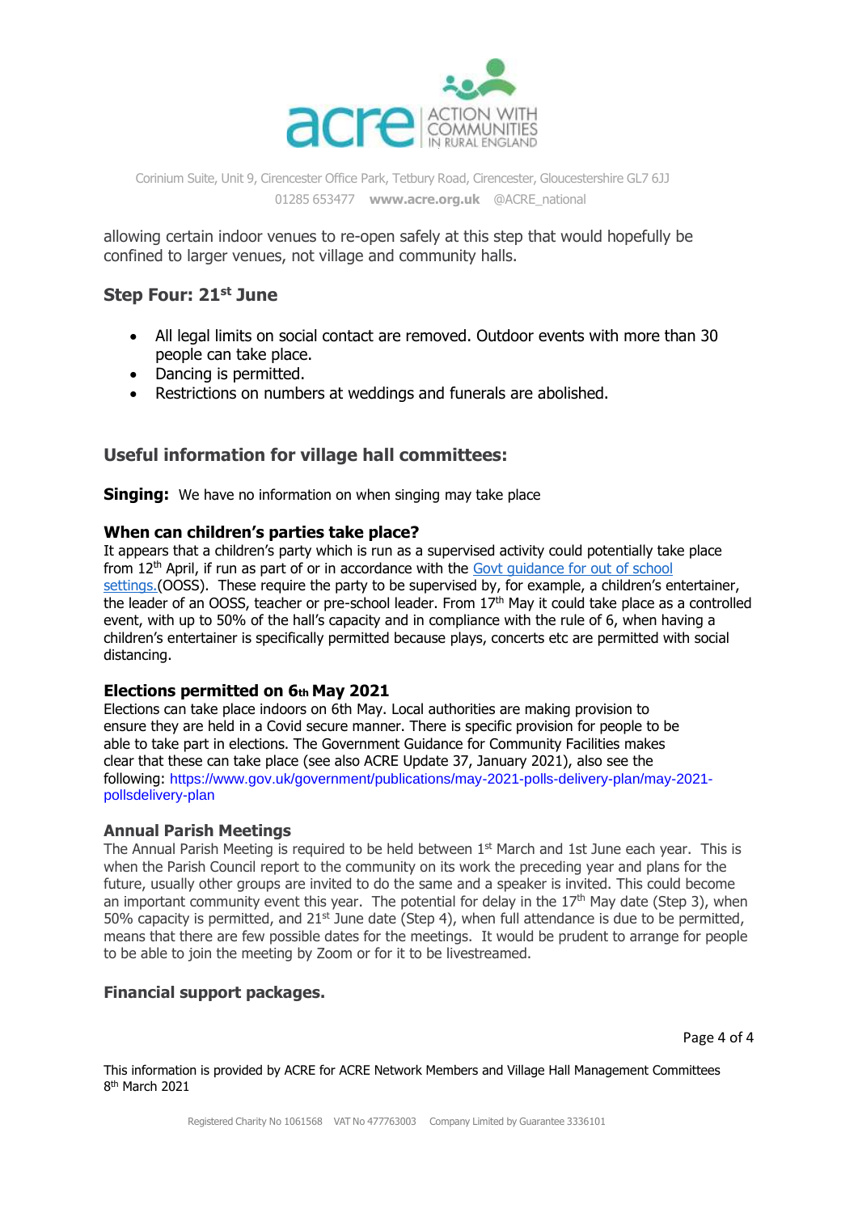allowing certain indoor venues to re-open safely at this step that would hopefully be confined to larger venues, not village and community halls.

## Step Four: 21st June

- All legal limits on social contact are removed. Outdoor events with more than 30 people can take place.
- Dancing is permitted.
- Restrictions on numbers at weddings and funerals are abolished.

## Useful information for village hall committees:

**Singing:** We have no information on when singing may take place

### When can children's parties take place?

It appears that a children's party which is run as a supervised activity could potentially take place from 12th April, if run as part of or in accordance with the [Govt guidance for out of school settings.](#)(OOSS). These require the party to be supervised by, for example, a children's entertainer, the leader of an OOSS, teacher or pre-school leader. From 17th May it could take place as a controlled event, with up to 50% of the hall's capacity and in compliance with the rule of 6, when having a children's entertainer is specifically permitted because plays, concerts etc are permitted with social distancing.

### Elections permitted on 6th May 2021

Elections can take place indoors on 6th May. Local authorities are making provision to ensure they are held in a Covid secure manner. There is specific provision for people to be able to take part in elections. The Government Guidance for Community Facilities makes clear that these can take place (see also ACRE Update 37, January 2021), also see the following: https://www.gov.uk/government/publications/may-2021-polls-delivery-plan/may-2021-pollsdelivery-plan

### Annual Parish Meetings

The Annual Parish Meeting is required to be held between 1st March and 1st June each year. This is when the Parish Council report to the community on its work the preceding year and plans for the future, usually other groups are invited to do the same and a speaker is invited. This could become an important community event this year. The potential for delay in the 17th May date (Step 3), when 50% capacity is permitted, and 21st June date (Step 4), when full attendance is due to be permitted, means that there are few possible dates for the meetings. It would be prudent to arrange for people to be able to join the meeting by Zoom or for it to be livestreamed.

### Financial support packages.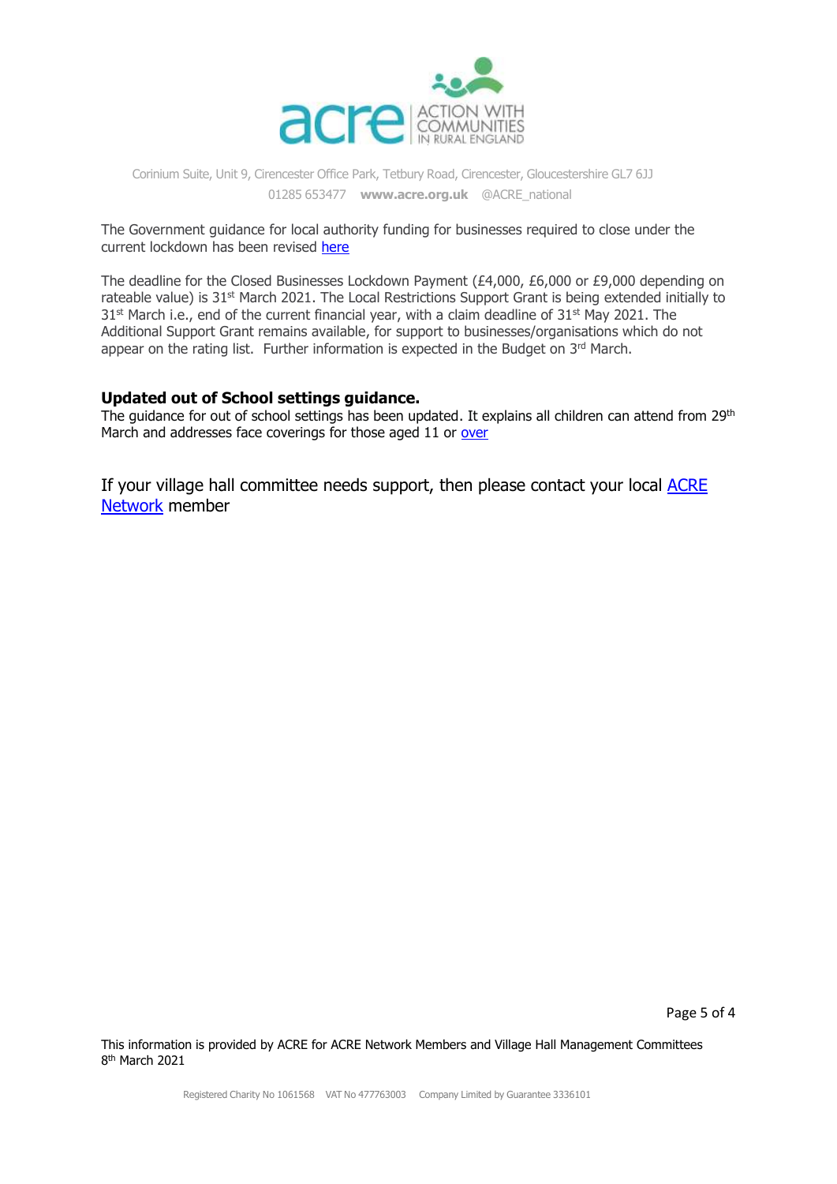The Government guidance for local authority funding for businesses required to close under the current lockdown has been revised [here](#)

The deadline for the Closed Businesses Lockdown Payment (£4,000, £6,000 or £9,000 depending on rateable value) is 31st March 2021. The Local Restrictions Support Grant is being extended initially to 31st March i.e., end of the current financial year, with a claim deadline of 31st May 2021. The Additional Support Grant remains available, for support to businesses/organisations which do not appear on the rating list. Further information is expected in the Budget on 3rd March.

**Updated out of School settings guidance.**

The guidance for out of school settings has been updated. It explains all children can attend from 29th March and addresses face coverings for those aged 11 or [over](#)

If your village hall committee needs support, then please contact your local [ACRE Network](#) member

This information is provided by ACRE for ACRE Network Members and Village Hall Management Committees
8th March 2021